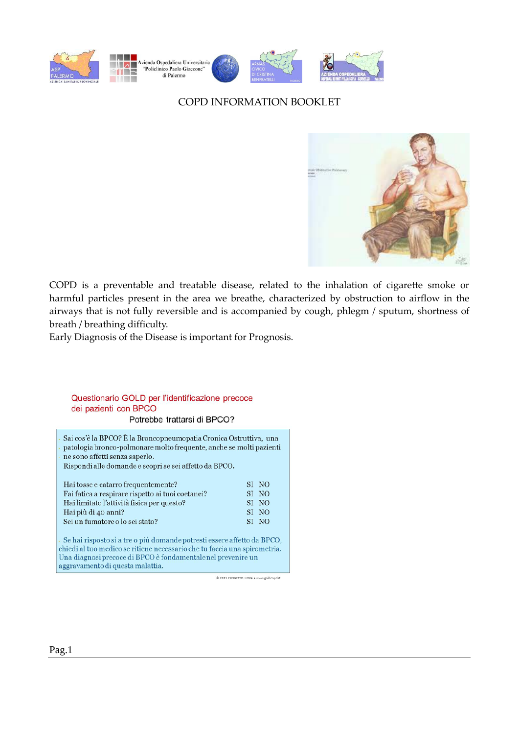# COPD INFORMATION BOOKLET

COPD is a preventable and treatable disease, related to the inhalation of cigarette smoke or harmful particles present in the area we breathe, characterized by obstruction to airflow in the airways that is not fully reversible and is accompanied by cough, phlegm / sputum, shortness of breath / breathing difficulty.

Early Diagnosis of the Disease is important for Prognosis.

## Questionario GOLD per l'identificazione precoce dei pazienti con BPCO

### Potrebbe trattarsi di BPCO?

Sai cos'è la BPCO? È la Broncopneumopatia Cronica Ostruttiva, una patologia bronco-polmonare molto frequente, anche se molti pazienti ne sono affetti senza saperlo.

Rispondi alle domande e scopri se sei affetto da BPCO.

| | | |
|---|---|---|
| Hai tosse e catarro frequentemente? | SI | NO |
| Fai fatica a respirare rispetto ai tuoi coetanei? | SI | NO |
| Hai limitato l'attività fisica per questo? | SI | NO |
| Hai più di 40 anni? | SI | NO |
| Sei un fumatore o lo sei stato? | SI | NO |

Se hai risposto sì a tre o più domande potresti essere affetto da BPCO, chiedi al tuo medico se ritiene necessario che tu faccia una spirometria. Una diagnosi precoce di BPCO è fondamentale nel prevenire un aggravamento di questa malattia.

© 2011 PROGETTO LIBRA • www.goldcopd.it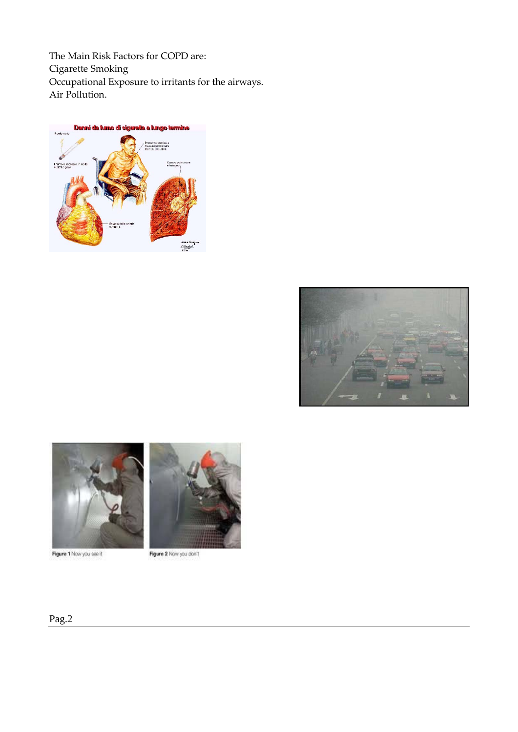The Main Risk Factors for COPD are:
Cigarette Smoking
Occupational Exposure to irritants for the airways.
Air Pollution.

Figure 1 Now you see it

Figure 2 Now you don't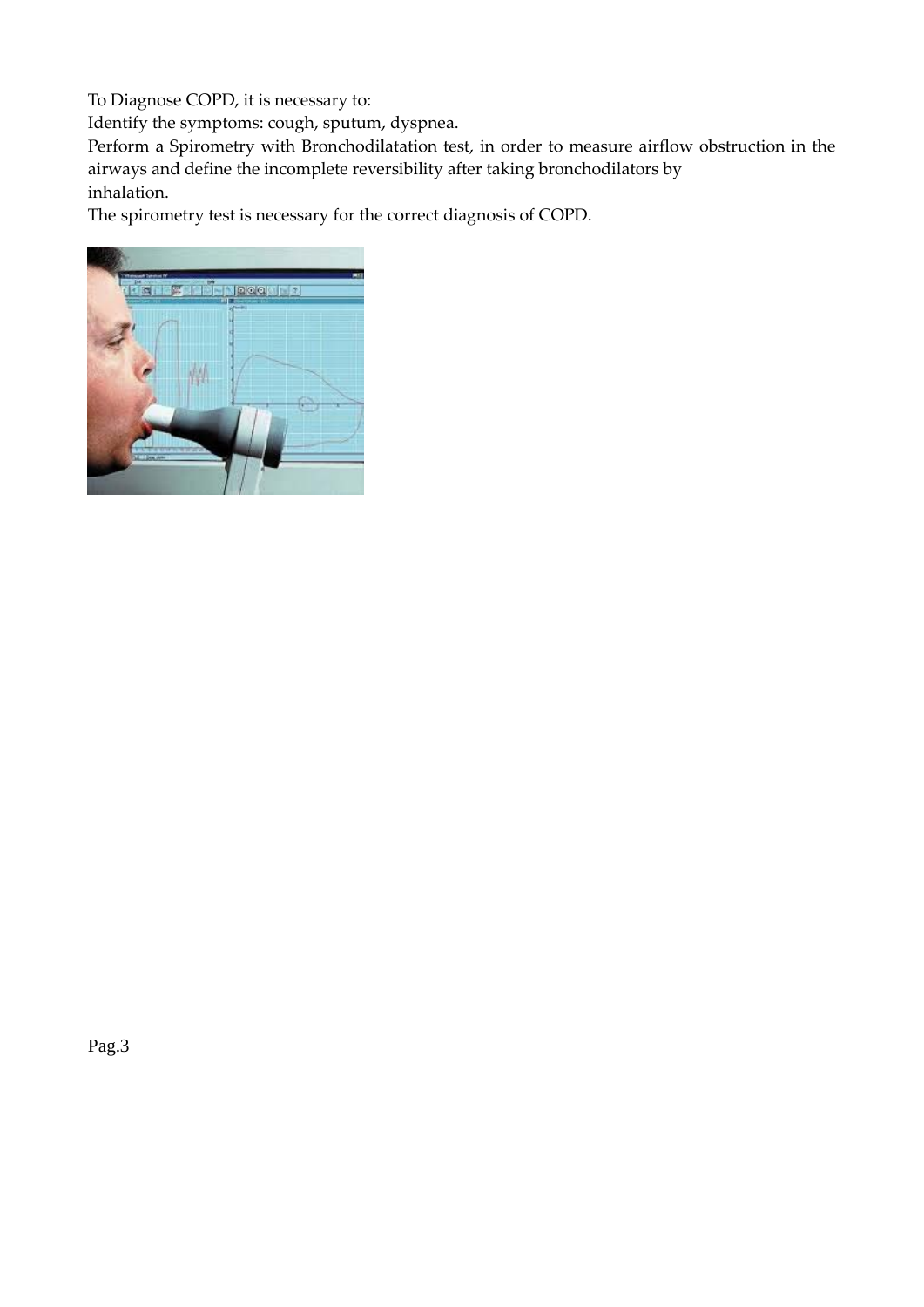To Diagnose COPD, it is necessary to:

Identify the symptoms: cough, sputum, dyspnea.

Perform a Spirometry with Bronchodilatation test, in order to measure airflow obstruction in the airways and define the incomplete reversibility after taking bronchodilators by inhalation.

The spirometry test is necessary for the correct diagnosis of COPD.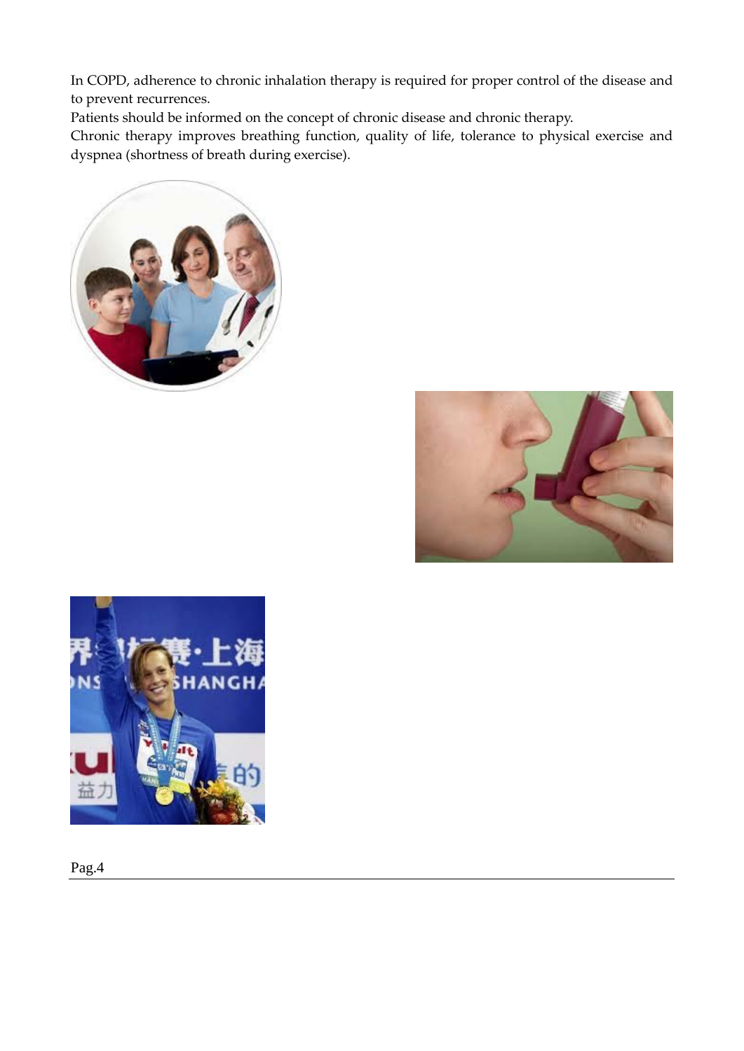In COPD, adherence to chronic inhalation therapy is required for proper control of the disease and to prevent recurrences.

Patients should be informed on the concept of chronic disease and chronic therapy.

Chronic therapy improves breathing function, quality of life, tolerance to physical exercise and dyspnea (shortness of breath during exercise).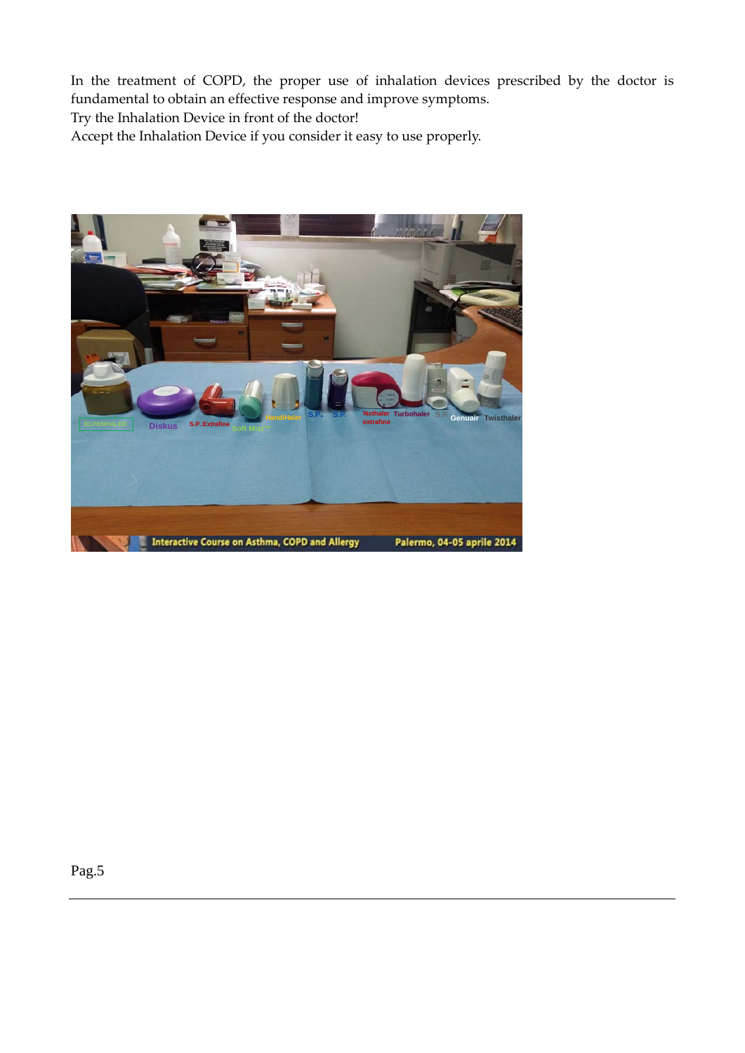In the treatment of COPD, the proper use of inhalation devices prescribed by the doctor is fundamental to obtain an effective response and improve symptoms.

Try the Inhalation Device in front of the doctor!

Accept the Inhalation Device if you consider it easy to use properly.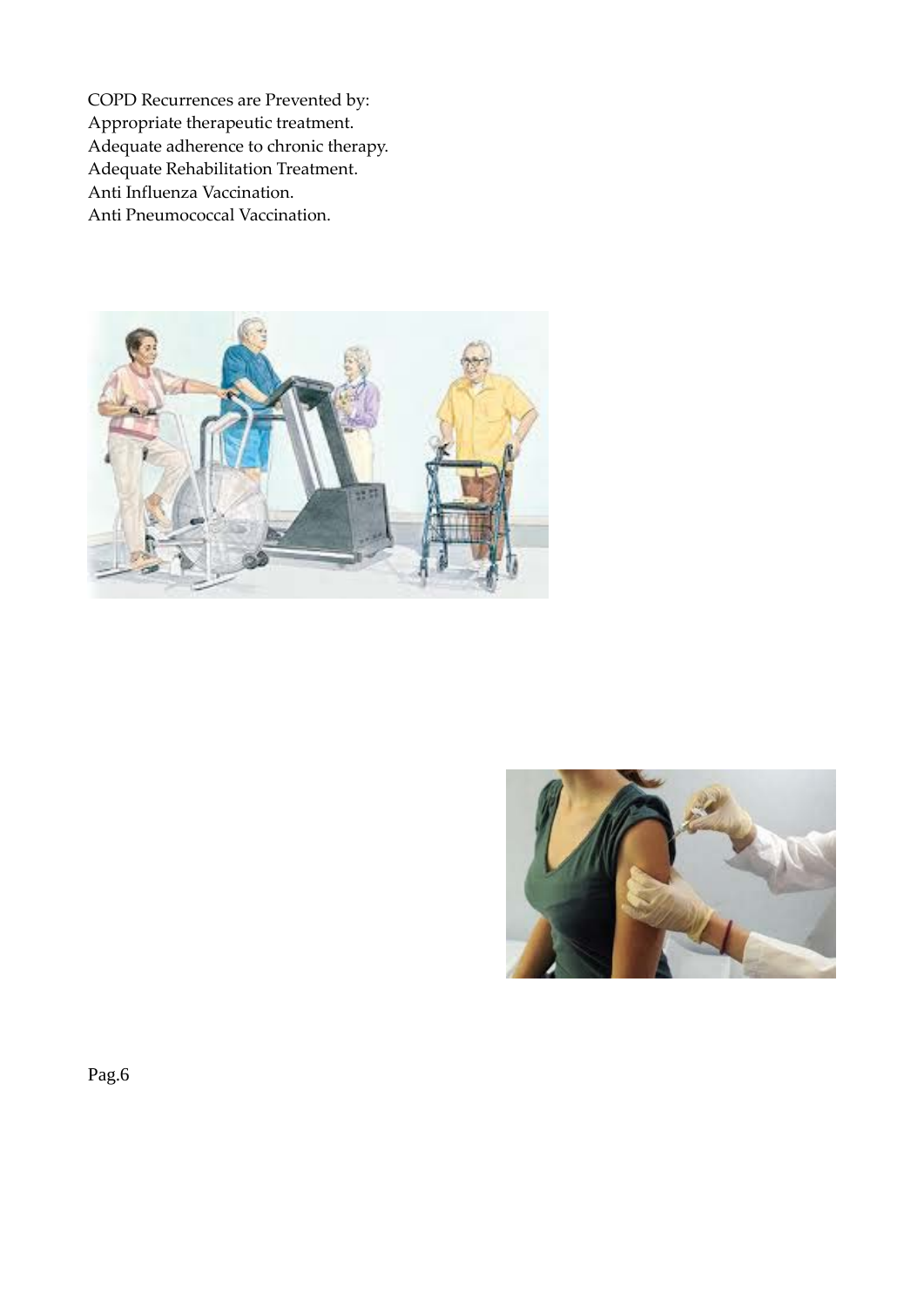COPD Recurrences are Prevented by:
Appropriate therapeutic treatment.
Adequate adherence to chronic therapy.
Adequate Rehabilitation Treatment.
Anti Influenza Vaccination.
Anti Pneumococcal Vaccination.